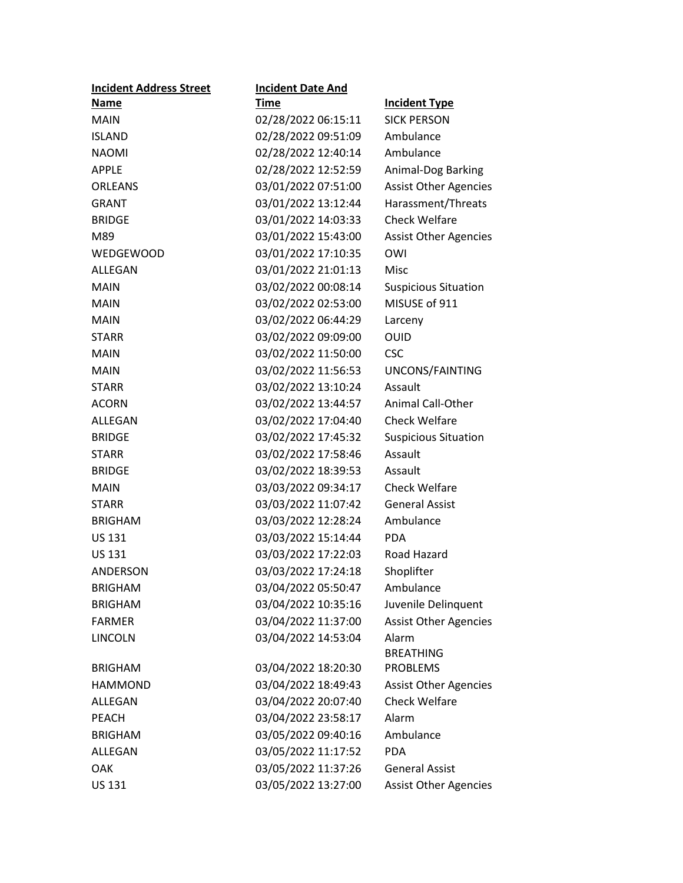| Incident Address Street Name | Incident Date And Time | Incident Type |
|---|---|---|
| MAIN | 02/28/2022 06:15:11 | SICK PERSON |
| ISLAND | 02/28/2022 09:51:09 | Ambulance |
| NAOMI | 02/28/2022 12:40:14 | Ambulance |
| APPLE | 02/28/2022 12:52:59 | Animal-Dog Barking |
| ORLEANS | 03/01/2022 07:51:00 | Assist Other Agencies |
| GRANT | 03/01/2022 13:12:44 | Harassment/Threats |
| BRIDGE | 03/01/2022 14:03:33 | Check Welfare |
| M89 | 03/01/2022 15:43:00 | Assist Other Agencies |
| WEDGEWOOD | 03/01/2022 17:10:35 | OWI |
| ALLEGAN | 03/01/2022 21:01:13 | Misc |
| MAIN | 03/02/2022 00:08:14 | Suspicious Situation |
| MAIN | 03/02/2022 02:53:00 | MISUSE of 911 |
| MAIN | 03/02/2022 06:44:29 | Larceny |
| STARR | 03/02/2022 09:09:00 | OUID |
| MAIN | 03/02/2022 11:50:00 | CSC |
| MAIN | 03/02/2022 11:56:53 | UNCONS/FAINTING |
| STARR | 03/02/2022 13:10:24 | Assault |
| ACORN | 03/02/2022 13:44:57 | Animal Call-Other |
| ALLEGAN | 03/02/2022 17:04:40 | Check Welfare |
| BRIDGE | 03/02/2022 17:45:32 | Suspicious Situation |
| STARR | 03/02/2022 17:58:46 | Assault |
| BRIDGE | 03/02/2022 18:39:53 | Assault |
| MAIN | 03/03/2022 09:34:17 | Check Welfare |
| STARR | 03/03/2022 11:07:42 | General Assist |
| BRIGHAM | 03/03/2022 12:28:24 | Ambulance |
| US 131 | 03/03/2022 15:14:44 | PDA |
| US 131 | 03/03/2022 17:22:03 | Road Hazard |
| ANDERSON | 03/03/2022 17:24:18 | Shoplifter |
| BRIGHAM | 03/04/2022 05:50:47 | Ambulance |
| BRIGHAM | 03/04/2022 10:35:16 | Juvenile Delinquent |
| FARMER | 03/04/2022 11:37:00 | Assist Other Agencies |
| LINCOLN | 03/04/2022 14:53:04 | Alarm |
| BRIGHAM | 03/04/2022 18:20:30 | BREATHING PROBLEMS |
| HAMMOND | 03/04/2022 18:49:43 | Assist Other Agencies |
| ALLEGAN | 03/04/2022 20:07:40 | Check Welfare |
| PEACH | 03/04/2022 23:58:17 | Alarm |
| BRIGHAM | 03/05/2022 09:40:16 | Ambulance |
| ALLEGAN | 03/05/2022 11:17:52 | PDA |
| OAK | 03/05/2022 11:37:26 | General Assist |
| US 131 | 03/05/2022 13:27:00 | Assist Other Agencies |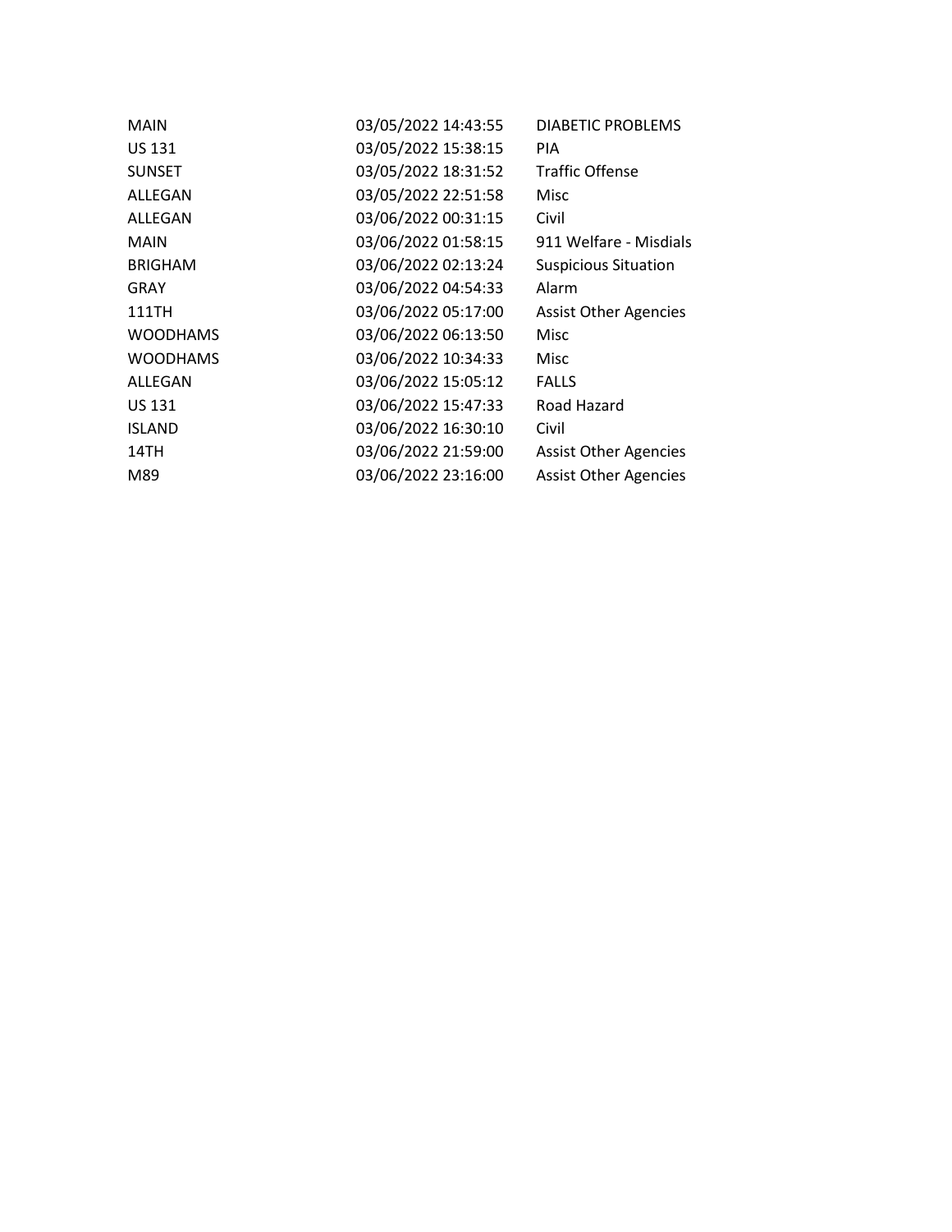| | | |
|---|---|---|
| MAIN | 03/05/2022 14:43:55 | DIABETIC PROBLEMS |
| US 131 | 03/05/2022 15:38:15 | PIA |
| SUNSET | 03/05/2022 18:31:52 | Traffic Offense |
| ALLEGAN | 03/05/2022 22:51:58 | Misc |
| ALLEGAN | 03/06/2022 00:31:15 | Civil |
| MAIN | 03/06/2022 01:58:15 | 911 Welfare - Misdials |
| BRIGHAM | 03/06/2022 02:13:24 | Suspicious Situation |
| GRAY | 03/06/2022 04:54:33 | Alarm |
| 111TH | 03/06/2022 05:17:00 | Assist Other Agencies |
| WOODHAMS | 03/06/2022 06:13:50 | Misc |
| WOODHAMS | 03/06/2022 10:34:33 | Misc |
| ALLEGAN | 03/06/2022 15:05:12 | FALLS |
| US 131 | 03/06/2022 15:47:33 | Road Hazard |
| ISLAND | 03/06/2022 16:30:10 | Civil |
| 14TH | 03/06/2022 21:59:00 | Assist Other Agencies |
| M89 | 03/06/2022 23:16:00 | Assist Other Agencies |